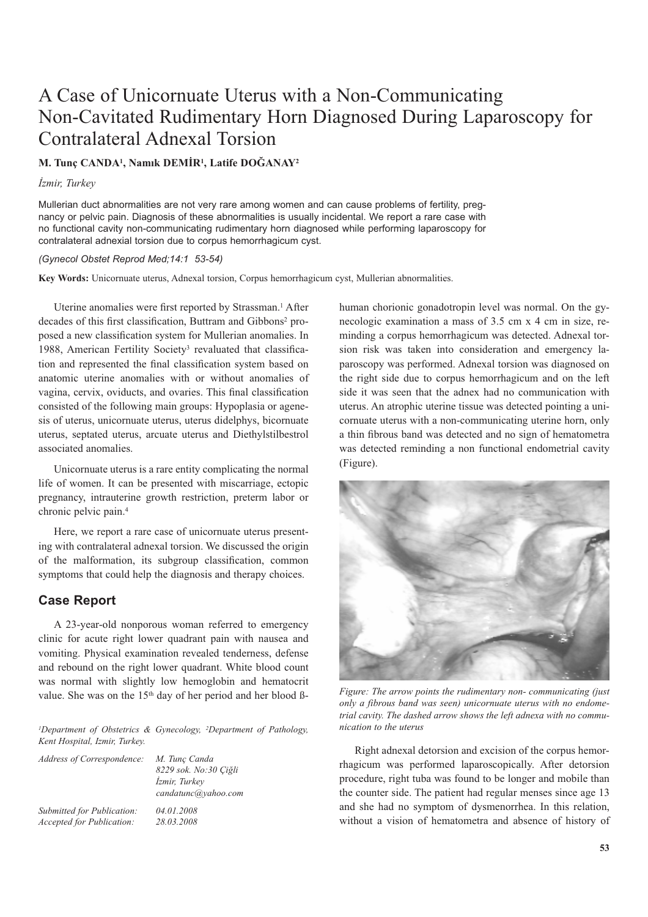# A Case of Unicornuate Uterus with a Non-Communicating Non-Cavitated Rudimentary Horn Diagnosed During Laparoscopy for Contralateral Adnexal Torsion

**M. Tunç CANDA[1], Namık DEMİR[1], Latife DOĞANAY[2]**

*İzmir, Turkey*

Mullerian duct abnormalities are not very rare among women and can cause problems of fertility, pregnancy or pelvic pain. Diagnosis of these abnormalities is usually incidental. We report a rare case with no functional cavity non-communicating rudimentary horn diagnosed while performing laparoscopy for contralateral adnexial torsion due to corpus hemorrhagicum cyst.

*(Gynecol Obstet Reprod Med;14:1 53-54)*

**Key Words:** Unicornuate uterus, Adnexal torsion, Corpus hemorrhagicum cyst, Mullerian abnormalities.

Uterine anomalies were first reported by Strassman.[1] After decades of this first classification, Buttram and Gibbons[2] proposed a new classification system for Mullerian anomalies. In 1988, American Fertility Society[3] revaluated that classification and represented the final classification system based on anatomic uterine anomalies with or without anomalies of vagina, cervix, oviducts, and ovaries. This final classification consisted of the following main groups: Hypoplasia or agenesis of uterus, unicornuate uterus, uterus didelphys, bicornuate uterus, septated uterus, arcuate uterus and Diethylstilbestrol associated anomalies.

Unicornuate uterus is a rare entity complicating the normal life of women. It can be presented with miscarriage, ectopic pregnancy, intrauterine growth restriction, preterm labor or chronic pelvic pain.[4]

Here, we report a rare case of unicornuate uterus presenting with contralateral adnexal torsion. We discussed the origin of the malformation, its subgroup classification, common symptoms that could help the diagnosis and therapy choices.

## Case Report

A 23-year-old nonporous woman referred to emergency clinic for acute right lower quadrant pain with nausea and vomiting. Physical examination revealed tenderness, defense and rebound on the right lower quadrant. White blood count was normal with slightly low hemoglobin and hematocrit value. She was on the 15th day of her period and her blood ß-human chorionic gonadotropin level was normal. On the gynecologic examination a mass of 3.5 cm x 4 cm in size, reminding a corpus hemorrhagicum was detected. Adnexal torsion risk was taken into consideration and emergency laparoscopy was performed. Adnexal torsion was diagnosed on the right side due to corpus hemorrhagicum and on the left side it was seen that the adnex had no communication with uterus. An atrophic uterine tissue was detected pointing a unicornuate uterus with a non-communicating uterine horn, only a thin fibrous band was detected and no sign of hematometra was detected reminding a non functional endometrial cavity (Figure).

*Figure: The arrow points the rudimentary non- communicating (just only a fibrous band was seen) unicornuate uterus with no endometrial cavity. The dashed arrow shows the left adnexa with no communication to the uterus*

Right adnexal detorsion and excision of the corpus hemorrhagicum was performed laparoscopically. After detorsion procedure, right tuba was found to be longer and mobile than the counter side. The patient had regular menses since age 13 and she had no symptom of dysmenorrhea. In this relation, without a vision of hematometra and absence of history of

[1]Department of Obstetrics & Gynecology, [2]Department of Pathology, Kent Hospital, Izmir, Turkey.

| | |
|---|---|
| *Address of Correspondence:* | *M. Tunç Canda* *8229 sok. No:30 Çiğli* *İzmir, Turkey* *candatunc@yahoo.com* |
| *Submitted for Publication:* | *04.01.2008* |
| *Accepted for Publication:* | *28.03.2008* |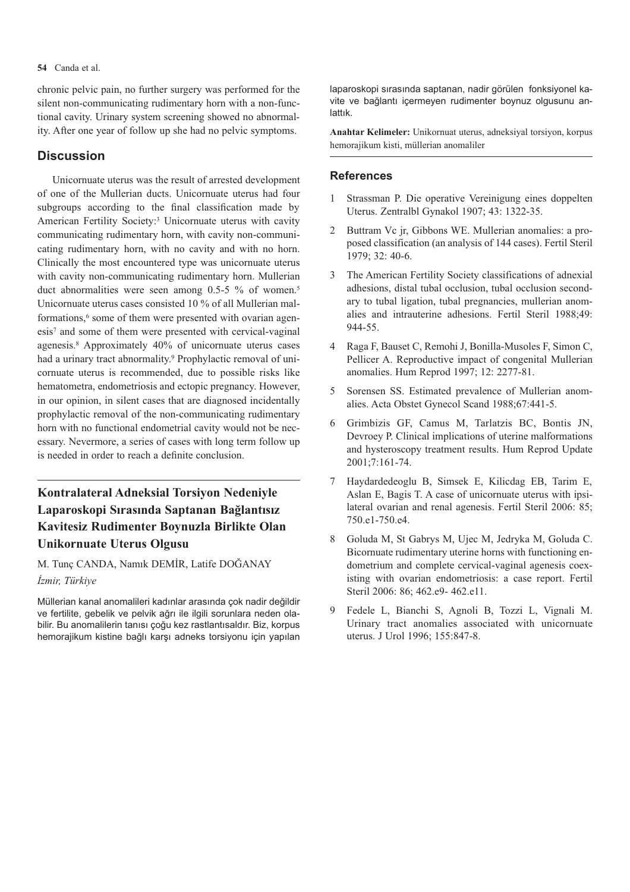chronic pelvic pain, no further surgery was performed for the silent non-communicating rudimentary horn with a non-functional cavity. Urinary system screening showed no abnormality. After one year of follow up she had no pelvic symptoms.

## Discussion

Unicornuate uterus was the result of arrested development of one of the Mullerian ducts. Unicornuate uterus had four subgroups according to the final classification made by American Fertility Society:[3] Unicornuate uterus with cavity communicating rudimentary horn, with cavity non-communicating rudimentary horn, with no cavity and with no horn. Clinically the most encountered type was unicornuate uterus with cavity non-communicating rudimentary horn. Mullerian duct abnormalities were seen among 0.5-5 % of women.[5] Unicornuate uterus cases consisted 10 % of all Mullerian malformations,[6] some of them were presented with ovarian agenesis[7] and some of them were presented with cervical-vaginal agenesis.[8] Approximately 40% of unicornuate uterus cases had a urinary tract abnormality.[9] Prophylactic removal of unicornuate uterus is recommended, due to possible risks like hematometra, endometriosis and ectopic pregnancy. However, in our opinion, in silent cases that are diagnosed incidentally prophylactic removal of the non-communicating rudimentary horn with no functional endometrial cavity would not be necessary. Nevermore, a series of cases with long term follow up is needed in order to reach a definite conclusion.

## Kontralateral Adneksial Torsiyon Nedeniyle Laparoskopi Sırasında Saptanan Bağlantısız Kavitesiz Rudimenter Boynuzla Birlikte Olan Unikornuate Uterus Olgusu

M. Tunç CANDA, Namık DEMİR, Latife DOĞANAY

*İzmir, Türkiye*

Müllerian kanal anomalileri kadınlar arasında çok nadir değildir ve fertilite, gebelik ve pelvik ağrı ile ilgili sorunlara neden olabilir. Bu anomalilerin tanısı çoğu kez rastlantısaldır. Biz, korpus hemorajikum kistine bağlı karşı adneks torsiyonu için yapılan laparoskopi sırasında saptanan, nadir görülen fonksiyonel kavite ve bağlantı içermeyen rudimenter boynuz olgusunu anlattık.

**Anahtar Kelimeler:** Unikornuat uterus, adneksiyal torsiyon, korpus hemorajikum kisti, müllerian anomaliler

## References

1. Strassman P. Die operative Vereinigung eines doppelten Uterus. Zentralbl Gynakol 1907; 43: 1322-35.
2. Buttram Vc jr, Gibbons WE. Mullerian anomalies: a proposed classification (an analysis of 144 cases). Fertil Steril 1979; 32: 40-6.
3. The American Fertility Society classifications of adnexial adhesions, distal tubal occlusion, tubal occlusion secondary to tubal ligation, tubal pregnancies, mullerian anomalies and intrauterine adhesions. Fertil Steril 1988;49: 944-55.
4. Raga F, Bauset C, Remohi J, Bonilla-Musoles F, Simon C, Pellicer A. Reproductive impact of congenital Mullerian anomalies. Hum Reprod 1997; 12: 2277-81.
5. Sorensen SS. Estimated prevalence of Mullerian anomalies. Acta Obstet Gynecol Scand 1988;67:441-5.
6. Grimbizis GF, Camus M, Tarlatzis BC, Bontis JN, Devroey P. Clinical implications of uterine malformations and hysteroscopy treatment results. Hum Reprod Update 2001;7:161-74.
7. Haydardedeoglu B, Simsek E, Kilicdag EB, Tarim E, Aslan E, Bagis T. A case of unicornuate uterus with ipsilateral ovarian and renal agenesis. Fertil Steril 2006: 85; 750.e1-750.e4.
8. Goluda M, St Gabrys M, Ujec M, Jedryka M, Goluda C. Bicornuate rudimentary uterine horns with functioning endometrium and complete cervical-vaginal agenesis coexisting with ovarian endometriosis: a case report. Fertil Steril 2006: 86; 462.e9- 462.e11.
9. Fedele L, Bianchi S, Agnoli B, Tozzi L, Vignali M. Urinary tract anomalies associated with unicornuate uterus. J Urol 1996; 155:847-8.